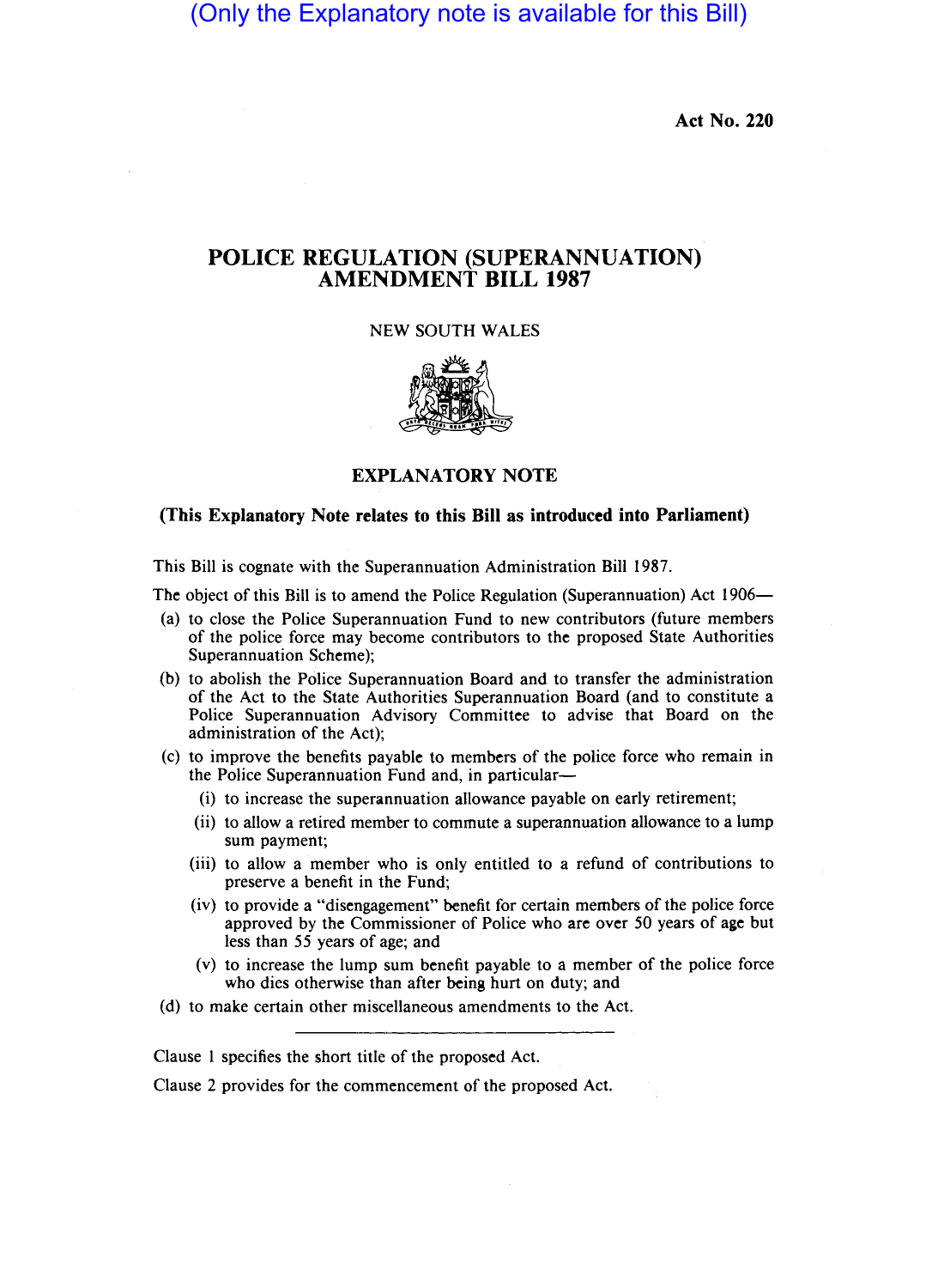(Only the Explanatory note is available for this Bill)

**Act No. 220**

# POLICE REGULATION (SUPERANNUATION) AMENDMENT BILL 1987

NEW SOUTH WALES

## EXPLANATORY NOTE

### (This Explanatory Note relates to this Bill as introduced into Parliament)

This Bill is cognate with the Superannuation Administration Bill 1987.

The object of this Bill is to amend the Police Regulation (Superannuation) Act 1906—

(a) to close the Police Superannuation Fund to new contributors (future members of the police force may become contributors to the proposed State Authorities Superannuation Scheme);

(b) to abolish the Police Superannuation Board and to transfer the administration of the Act to the State Authorities Superannuation Board (and to constitute a Police Superannuation Advisory Committee to advise that Board on the administration of the Act);

(c) to improve the benefits payable to members of the police force who remain in the Police Superannuation Fund and, in particular—

  (i) to increase the superannuation allowance payable on early retirement;

  (ii) to allow a retired member to commute a superannuation allowance to a lump sum payment;

  (iii) to allow a member who is only entitled to a refund of contributions to preserve a benefit in the Fund;

  (iv) to provide a "disengagement" benefit for certain members of the police force approved by the Commissioner of Police who are over 50 years of age but less than 55 years of age; and

  (v) to increase the lump sum benefit payable to a member of the police force who dies otherwise than after being hurt on duty; and

(d) to make certain other miscellaneous amendments to the Act.

---

Clause 1 specifies the short title of the proposed Act.

Clause 2 provides for the commencement of the proposed Act.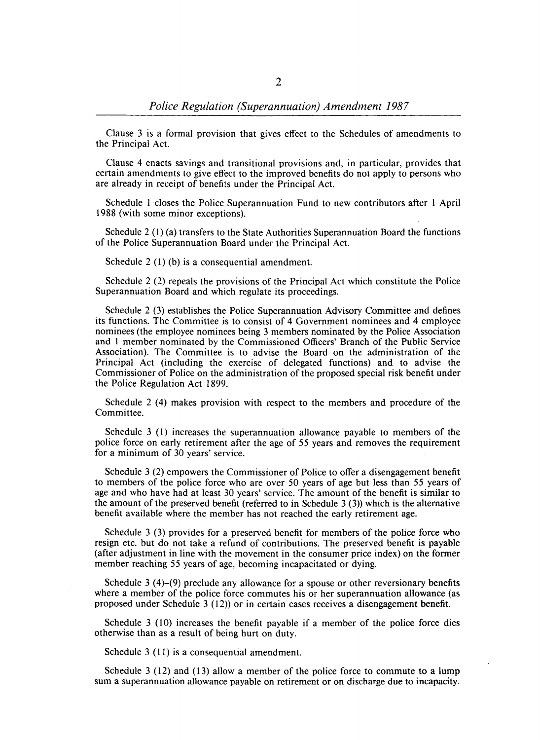Clause 3 is a formal provision that gives effect to the Schedules of amendments to the Principal Act.

Clause 4 enacts savings and transitional provisions and, in particular, provides that certain amendments to give effect to the improved benefits do not apply to persons who are already in receipt of benefits under the Principal Act.

Schedule 1 closes the Police Superannuation Fund to new contributors after 1 April 1988 (with some minor exceptions).

Schedule 2 (1) (a) transfers to the State Authorities Superannuation Board the functions of the Police Superannuation Board under the Principal Act.

Schedule 2 (1) (b) is a consequential amendment.

Schedule 2 (2) repeals the provisions of the Principal Act which constitute the Police Superannuation Board and which regulate its proceedings.

Schedule 2 (3) establishes the Police Superannuation Advisory Committee and defines its functions. The Committee is to consist of 4 Government nominees and 4 employee nominees (the employee nominees being 3 members nominated by the Police Association and 1 member nominated by the Commissioned Officers' Branch of the Public Service Association). The Committee is to advise the Board on the administration of the Principal Act (including the exercise of delegated functions) and to advise the Commissioner of Police on the administration of the proposed special risk benefit under the Police Regulation Act 1899.

Schedule 2 (4) makes provision with respect to the members and procedure of the Committee.

Schedule 3 (1) increases the superannuation allowance payable to members of the police force on early retirement after the age of 55 years and removes the requirement for a minimum of 30 years' service.

Schedule 3 (2) empowers the Commissioner of Police to offer a disengagement benefit to members of the police force who are over 50 years of age but less than 55 years of age and who have had at least 30 years' service. The amount of the benefit is similar to the amount of the preserved benefit (referred to in Schedule 3 (3)) which is the alternative benefit available where the member has not reached the early retirement age.

Schedule 3 (3) provides for a preserved benefit for members of the police force who resign etc. but do not take a refund of contributions. The preserved benefit is payable (after adjustment in line with the movement in the consumer price index) on the former member reaching 55 years of age, becoming incapacitated or dying.

Schedule 3 (4)–(9) preclude any allowance for a spouse or other reversionary benefits where a member of the police force commutes his or her superannuation allowance (as proposed under Schedule 3 (12)) or in certain cases receives a disengagement benefit.

Schedule 3 (10) increases the benefit payable if a member of the police force dies otherwise than as a result of being hurt on duty.

Schedule 3 (11) is a consequential amendment.

Schedule 3 (12) and (13) allow a member of the police force to commute to a lump sum a superannuation allowance payable on retirement or on discharge due to incapacity.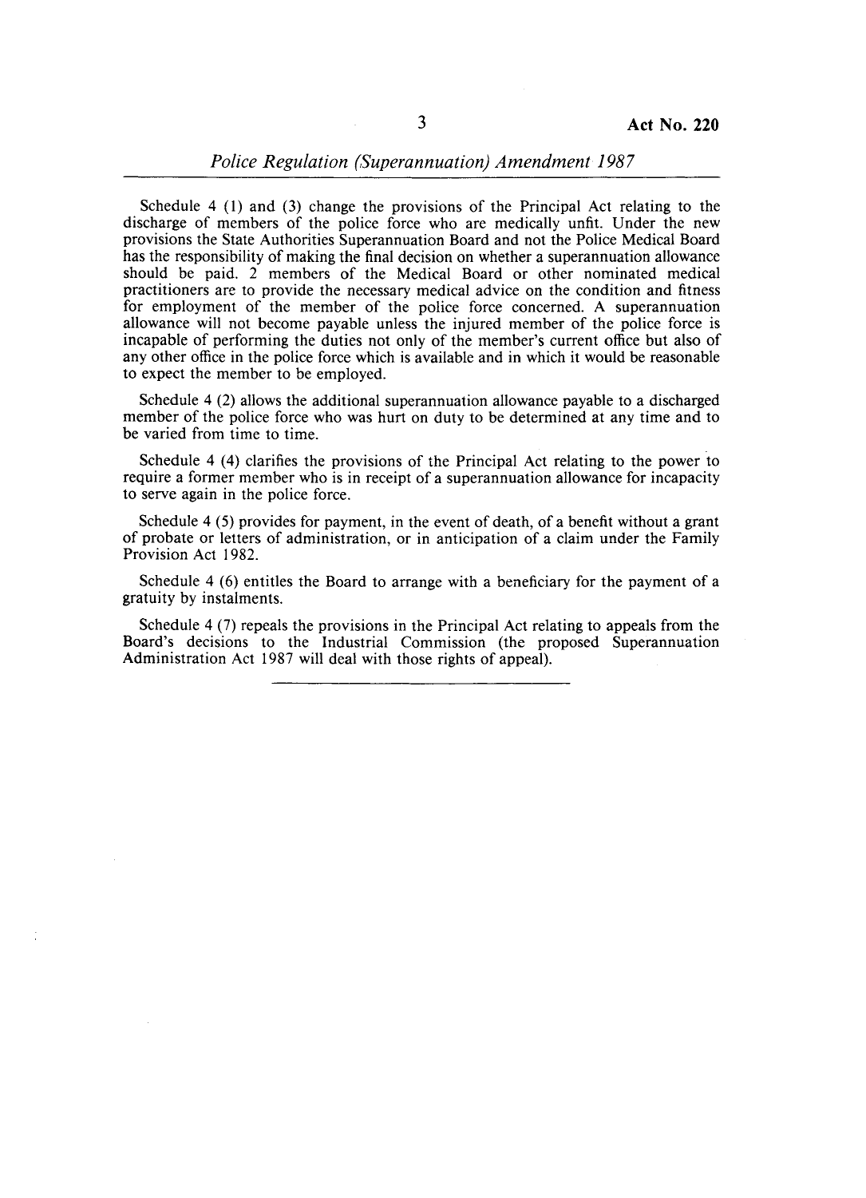Schedule 4 (1) and (3) change the provisions of the Principal Act relating to the discharge of members of the police force who are medically unfit. Under the new provisions the State Authorities Superannuation Board and not the Police Medical Board has the responsibility of making the final decision on whether a superannuation allowance should be paid. 2 members of the Medical Board or other nominated medical practitioners are to provide the necessary medical advice on the condition and fitness for employment of the member of the police force concerned. A superannuation allowance will not become payable unless the injured member of the police force is incapable of performing the duties not only of the member's current office but also of any other office in the police force which is available and in which it would be reasonable to expect the member to be employed.

Schedule 4 (2) allows the additional superannuation allowance payable to a discharged member of the police force who was hurt on duty to be determined at any time and to be varied from time to time.

Schedule 4 (4) clarifies the provisions of the Principal Act relating to the power to require a former member who is in receipt of a superannuation allowance for incapacity to serve again in the police force.

Schedule 4 (5) provides for payment, in the event of death, of a benefit without a grant of probate or letters of administration, or in anticipation of a claim under the Family Provision Act 1982.

Schedule 4 (6) entitles the Board to arrange with a beneficiary for the payment of a gratuity by instalments.

Schedule 4 (7) repeals the provisions in the Principal Act relating to appeals from the Board's decisions to the Industrial Commission (the proposed Superannuation Administration Act 1987 will deal with those rights of appeal).